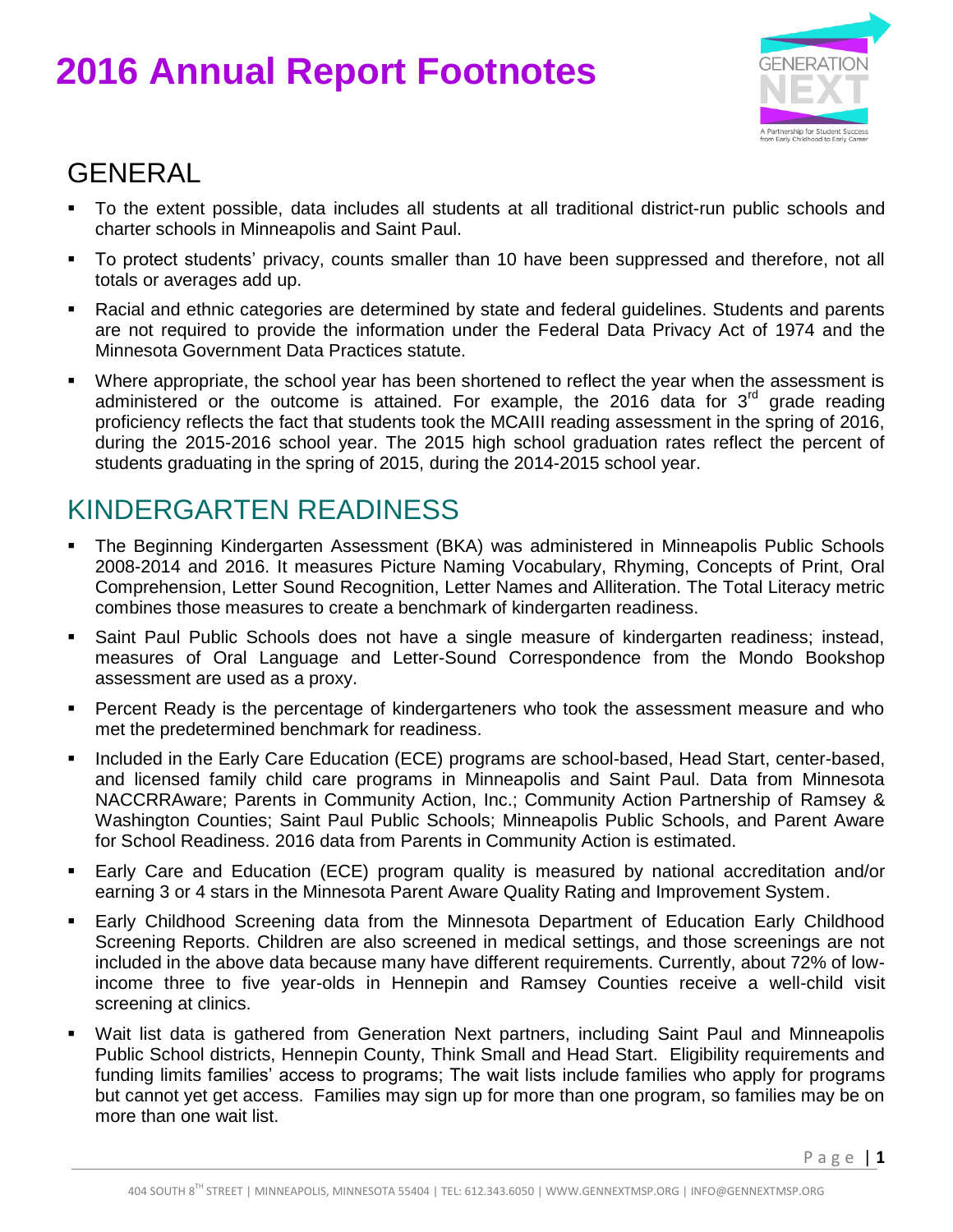# 2016 Annual Report Footnotes

## GENERAL

- To the extent possible, data includes all students at all traditional district-run public schools and charter schools in Minneapolis and Saint Paul.
- To protect students' privacy, counts smaller than 10 have been suppressed and therefore, not all totals or averages add up.
- Racial and ethnic categories are determined by state and federal guidelines. Students and parents are not required to provide the information under the Federal Data Privacy Act of 1974 and the Minnesota Government Data Practices statute.
- Where appropriate, the school year has been shortened to reflect the year when the assessment is administered or the outcome is attained. For example, the 2016 data for 3rd grade reading proficiency reflects the fact that students took the MCAIII reading assessment in the spring of 2016, during the 2015-2016 school year. The 2015 high school graduation rates reflect the percent of students graduating in the spring of 2015, during the 2014-2015 school year.

## KINDERGARTEN READINESS

- The Beginning Kindergarten Assessment (BKA) was administered in Minneapolis Public Schools 2008-2014 and 2016. It measures Picture Naming Vocabulary, Rhyming, Concepts of Print, Oral Comprehension, Letter Sound Recognition, Letter Names and Alliteration. The Total Literacy metric combines those measures to create a benchmark of kindergarten readiness.
- Saint Paul Public Schools does not have a single measure of kindergarten readiness; instead, measures of Oral Language and Letter-Sound Correspondence from the Mondo Bookshop assessment are used as a proxy.
- Percent Ready is the percentage of kindergarteners who took the assessment measure and who met the predetermined benchmark for readiness.
- Included in the Early Care Education (ECE) programs are school-based, Head Start, center-based, and licensed family child care programs in Minneapolis and Saint Paul. Data from Minnesota NACCRRAware; Parents in Community Action, Inc.; Community Action Partnership of Ramsey & Washington Counties; Saint Paul Public Schools; Minneapolis Public Schools, and Parent Aware for School Readiness. 2016 data from Parents in Community Action is estimated.
- Early Care and Education (ECE) program quality is measured by national accreditation and/or earning 3 or 4 stars in the Minnesota Parent Aware Quality Rating and Improvement System.
- Early Childhood Screening data from the Minnesota Department of Education Early Childhood Screening Reports. Children are also screened in medical settings, and those screenings are not included in the above data because many have different requirements. Currently, about 72% of low-income three to five year-olds in Hennepin and Ramsey Counties receive a well-child visit screening at clinics.
- Wait list data is gathered from Generation Next partners, including Saint Paul and Minneapolis Public School districts, Hennepin County, Think Small and Head Start. Eligibility requirements and funding limits families' access to programs; The wait lists include families who apply for programs but cannot yet get access. Families may sign up for more than one program, so families may be on more than one wait list.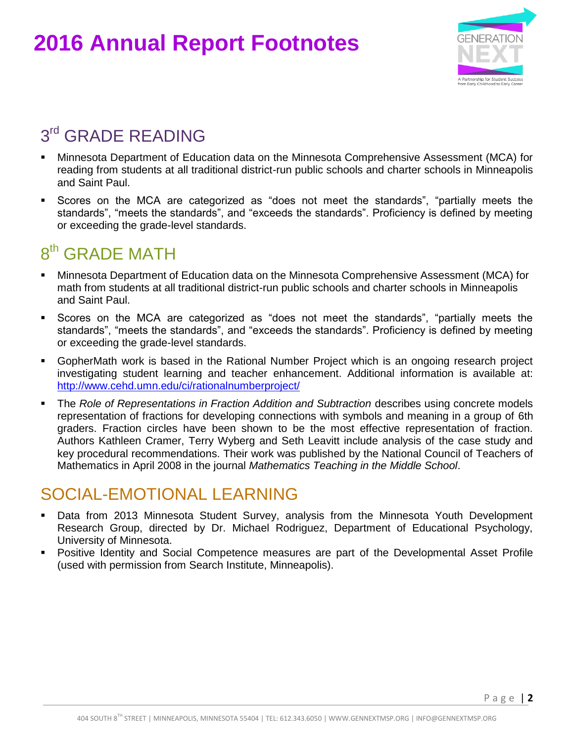# 2016 Annual Report Footnotes

## 3rd GRADE READING

- Minnesota Department of Education data on the Minnesota Comprehensive Assessment (MCA) for reading from students at all traditional district-run public schools and charter schools in Minneapolis and Saint Paul.
- Scores on the MCA are categorized as “does not meet the standards”, “partially meets the standards”, “meets the standards”, and “exceeds the standards”. Proficiency is defined by meeting or exceeding the grade-level standards.

## 8th GRADE MATH

- Minnesota Department of Education data on the Minnesota Comprehensive Assessment (MCA) for math from students at all traditional district-run public schools and charter schools in Minneapolis and Saint Paul.
- Scores on the MCA are categorized as “does not meet the standards”, “partially meets the standards”, “meets the standards”, and “exceeds the standards”. Proficiency is defined by meeting or exceeding the grade-level standards.
- GopherMath work is based in the Rational Number Project which is an ongoing research project investigating student learning and teacher enhancement. Additional information is available at: [http://www.cehd.umn.edu/ci/rationalnumberproject/](http://www.cehd.umn.edu/ci/rationalnumberproject/)
- The *Role of Representations in Fraction Addition and Subtraction* describes using concrete models representation of fractions for developing connections with symbols and meaning in a group of 6th graders. Fraction circles have been shown to be the most effective representation of fraction. Authors Kathleen Cramer, Terry Wyberg and Seth Leavitt include analysis of the case study and key procedural recommendations. Their work was published by the National Council of Teachers of Mathematics in April 2008 in the journal *Mathematics Teaching in the Middle School*.

## SOCIAL-EMOTIONAL LEARNING

- Data from 2013 Minnesota Student Survey, analysis from the Minnesota Youth Development Research Group, directed by Dr. Michael Rodriguez, Department of Educational Psychology, University of Minnesota.
- Positive Identity and Social Competence measures are part of the Developmental Asset Profile (used with permission from Search Institute, Minneapolis).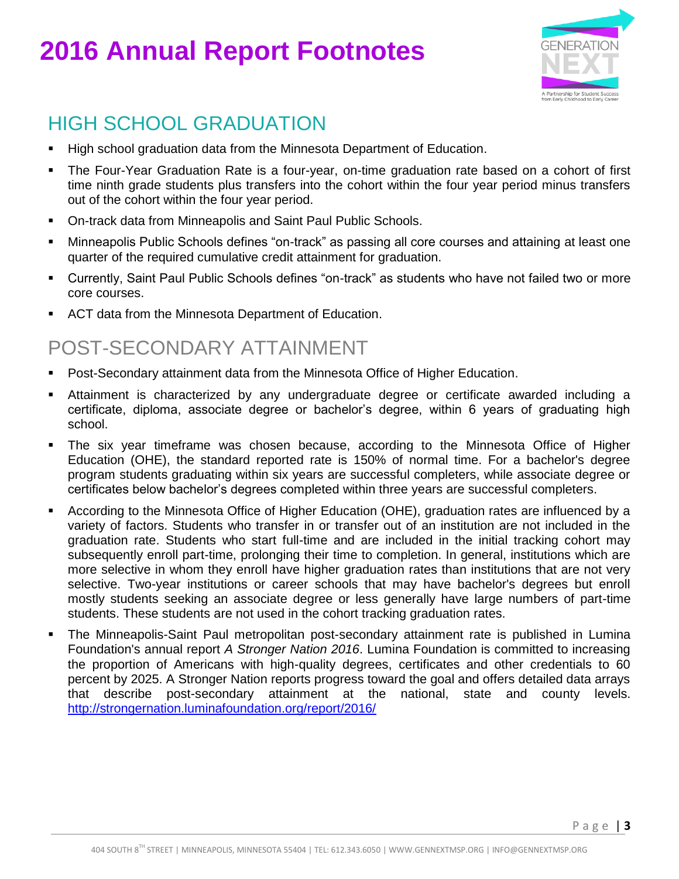# 2016 Annual Report Footnotes

## HIGH SCHOOL GRADUATION

- High school graduation data from the Minnesota Department of Education.
- The Four-Year Graduation Rate is a four-year, on-time graduation rate based on a cohort of first time ninth grade students plus transfers into the cohort within the four year period minus transfers out of the cohort within the four year period.
- On-track data from Minneapolis and Saint Paul Public Schools.
- Minneapolis Public Schools defines "on-track" as passing all core courses and attaining at least one quarter of the required cumulative credit attainment for graduation.
- Currently, Saint Paul Public Schools defines "on-track" as students who have not failed two or more core courses.
- ACT data from the Minnesota Department of Education.

## POST-SECONDARY ATTAINMENT

- Post-Secondary attainment data from the Minnesota Office of Higher Education.
- Attainment is characterized by any undergraduate degree or certificate awarded including a certificate, diploma, associate degree or bachelor's degree, within 6 years of graduating high school.
- The six year timeframe was chosen because, according to the Minnesota Office of Higher Education (OHE), the standard reported rate is 150% of normal time. For a bachelor's degree program students graduating within six years are successful completers, while associate degree or certificates below bachelor's degrees completed within three years are successful completers.
- According to the Minnesota Office of Higher Education (OHE), graduation rates are influenced by a variety of factors. Students who transfer in or transfer out of an institution are not included in the graduation rate. Students who start full-time and are included in the initial tracking cohort may subsequently enroll part-time, prolonging their time to completion. In general, institutions which are more selective in whom they enroll have higher graduation rates than institutions that are not very selective. Two-year institutions or career schools that may have bachelor's degrees but enroll mostly students seeking an associate degree or less generally have large numbers of part-time students. These students are not used in the cohort tracking graduation rates.
- The Minneapolis-Saint Paul metropolitan post-secondary attainment rate is published in Lumina Foundation's annual report *A Stronger Nation 2016*. Lumina Foundation is committed to increasing the proportion of Americans with high-quality degrees, certificates and other credentials to 60 percent by 2025. A Stronger Nation reports progress toward the goal and offers detailed data arrays that describe post-secondary attainment at the national, state and county levels. http://strongernation.luminafoundation.org/report/2016/